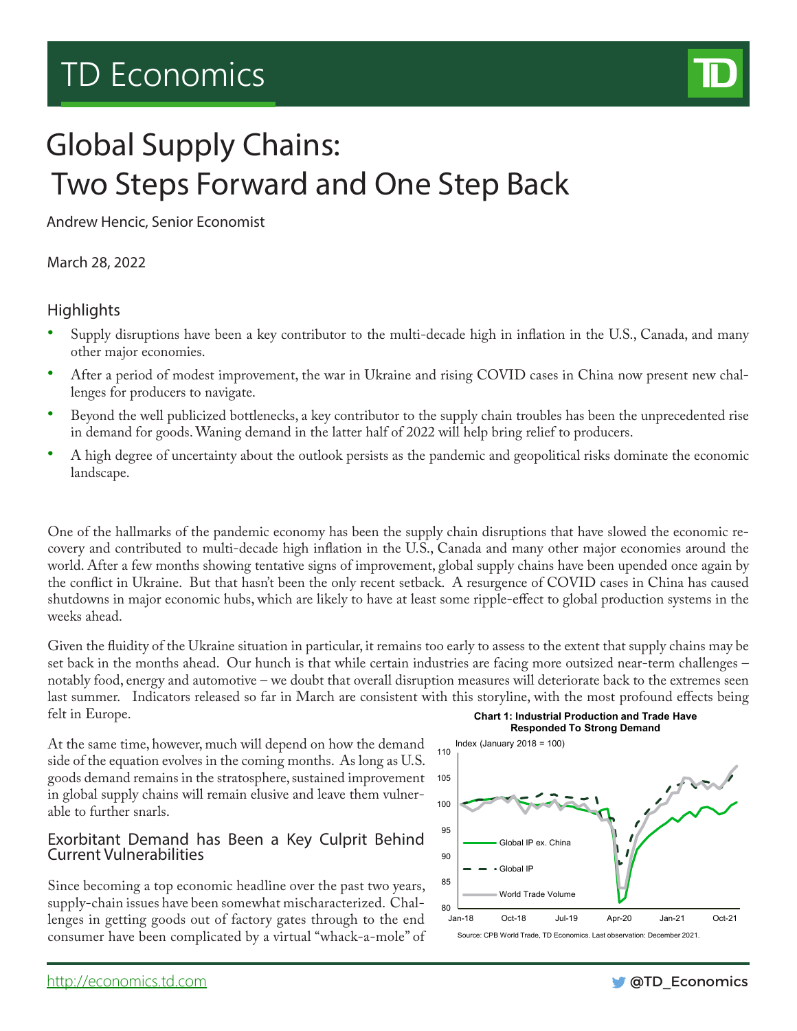# TD Economics

# Global Supply Chains: Two Steps Forward and One Step Back

Andrew Hencic, Senior Economist

March 28, 2022

## Highlights

- Supply disruptions have been a key contributor to the multi-decade high in inflation in the U.S., Canada, and many other major economies.
- After a period of modest improvement, the war in Ukraine and rising COVID cases in China now present new challenges for producers to navigate.
- Beyond the well publicized bottlenecks, a key contributor to the supply chain troubles has been the unprecedented rise in demand for goods. Waning demand in the latter half of 2022 will help bring relief to producers.
- A high degree of uncertainty about the outlook persists as the pandemic and geopolitical risks dominate the economic landscape.

One of the hallmarks of the pandemic economy has been the supply chain disruptions that have slowed the economic recovery and contributed to multi-decade high inflation in the U.S., Canada and many other major economies around the world. After a few months showing tentative signs of improvement, global supply chains have been upended once again by the conflict in Ukraine. But that hasn't been the only recent setback. A resurgence of COVID cases in China has caused shutdowns in major economic hubs, which are likely to have at least some ripple-effect to global production systems in the weeks ahead.

Given the fluidity of the Ukraine situation in particular, it remains too early to assess to the extent that supply chains may be set back in the months ahead. Our hunch is that while certain industries are facing more outsized near-term challenges – notably food, energy and automotive – we doubt that overall disruption measures will deteriorate back to the extremes seen last summer. Indicators released so far in March are consistent with this storyline, with the most profound effects being felt in Europe.

At the same time, however, much will depend on how the demand side of the equation evolves in the coming months. As long as U.S. goods demand remains in the stratosphere, sustained improvement in global supply chains will remain elusive and leave them vulnerable to further snarls.

## Exorbitant Demand has Been a Key Culprit Behind Current Vulnerabilities

Since becoming a top economic headline over the past two years, supply-chain issues have been somewhat mischaracterized. Challenges in getting goods out of factory gates through to the end consumer have been complicated by a virtual "whack-a-mole" of

**Chart 1: Industrial Production and Trade Have Responded To Strong Demand**

Index (January 2018 = 100). Series: Global IP ex. China; Global IP; World Trade Volume.

Source: CPB World Trade, TD Economics. Last observation: December 2021.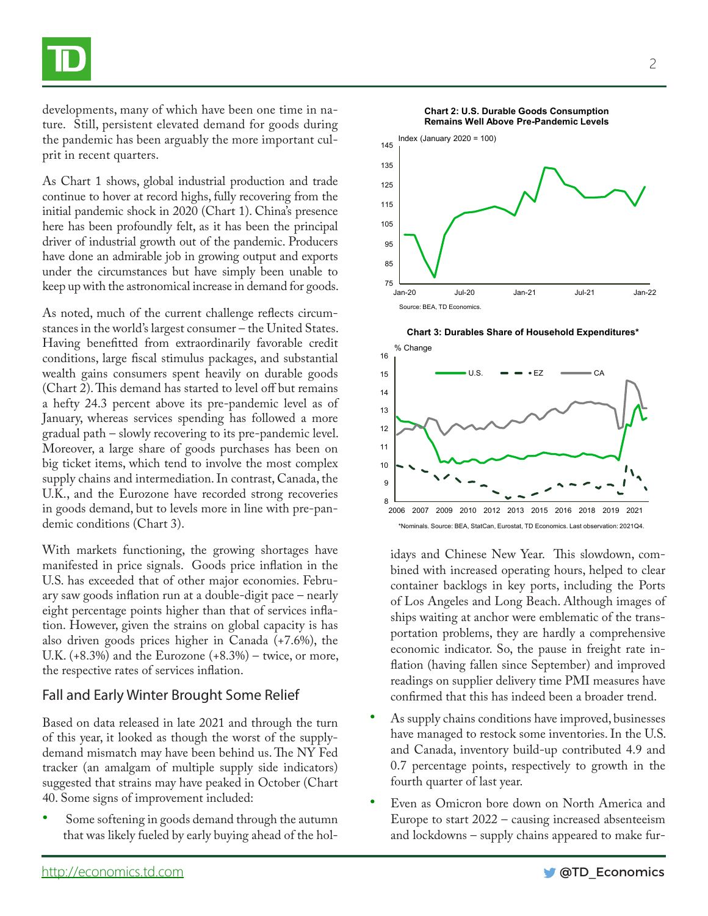developments, many of which have been one time in nature. Still, persistent elevated demand for goods during the pandemic has been arguably the more important culprit in recent quarters.

As Chart 1 shows, global industrial production and trade continue to hover at record highs, fully recovering from the initial pandemic shock in 2020 (Chart 1). China's presence here has been profoundly felt, as it has been the principal driver of industrial growth out of the pandemic. Producers have done an admirable job in growing output and exports under the circumstances but have simply been unable to keep up with the astronomical increase in demand for goods.

As noted, much of the current challenge reflects circumstances in the world's largest consumer – the United States. Having benefitted from extraordinarily favorable credit conditions, large fiscal stimulus packages, and substantial wealth gains consumers spent heavily on durable goods (Chart 2). This demand has started to level off but remains a hefty 24.3 percent above its pre-pandemic level as of January, whereas services spending has followed a more gradual path – slowly recovering to its pre-pandemic level. Moreover, a large share of goods purchases has been on big ticket items, which tend to involve the most complex supply chains and intermediation. In contrast, Canada, the U.K., and the Eurozone have recorded strong recoveries in goods demand, but to levels more in line with pre-pandemic conditions (Chart 3).

With markets functioning, the growing shortages have manifested in price signals. Goods price inflation in the U.S. has exceeded that of other major economies. February saw goods inflation run at a double-digit pace – nearly eight percentage points higher than that of services inflation. However, given the strains on global capacity is has also driven goods prices higher in Canada (+7.6%), the U.K. (+8.3%) and the Eurozone (+8.3%) – twice, or more, the respective rates of services inflation.

**Chart 2: U.S. Durable Goods Consumption Remains Well Above Pre-Pandemic Levels**

Index (January 2020 = 100)

Source: BEA, TD Economics.

**Chart 3: Durables Share of Household Expenditures***

% Change

*Nominals. Source: BEA, StatCan, Eurostat, TD Economics. Last observation: 2021Q4.

## Fall and Early Winter Brought Some Relief

Based on data released in late 2021 and through the turn of this year, it looked as though the worst of the supply-demand mismatch may have been behind us. The NY Fed tracker (an amalgam of multiple supply side indicators) suggested that strains may have peaked in October (Chart 40. Some signs of improvement included:

- Some softening in goods demand through the autumn that was likely fueled by early buying ahead of the holidays and Chinese New Year. This slowdown, combined with increased operating hours, helped to clear container backlogs in key ports, including the Ports of Los Angeles and Long Beach. Although images of ships waiting at anchor were emblematic of the transportation problems, they are hardly a comprehensive economic indicator. So, the pause in freight rate inflation (having fallen since September) and improved readings on supplier delivery time PMI measures have confirmed that this has indeed been a broader trend.
- As supply chains conditions have improved, businesses have managed to restock some inventories. In the U.S. and Canada, inventory build-up contributed 4.9 and 0.7 percentage points, respectively to growth in the fourth quarter of last year.
- Even as Omicron bore down on North America and Europe to start 2022 – causing increased absenteeism and lockdowns – supply chains appeared to make fur-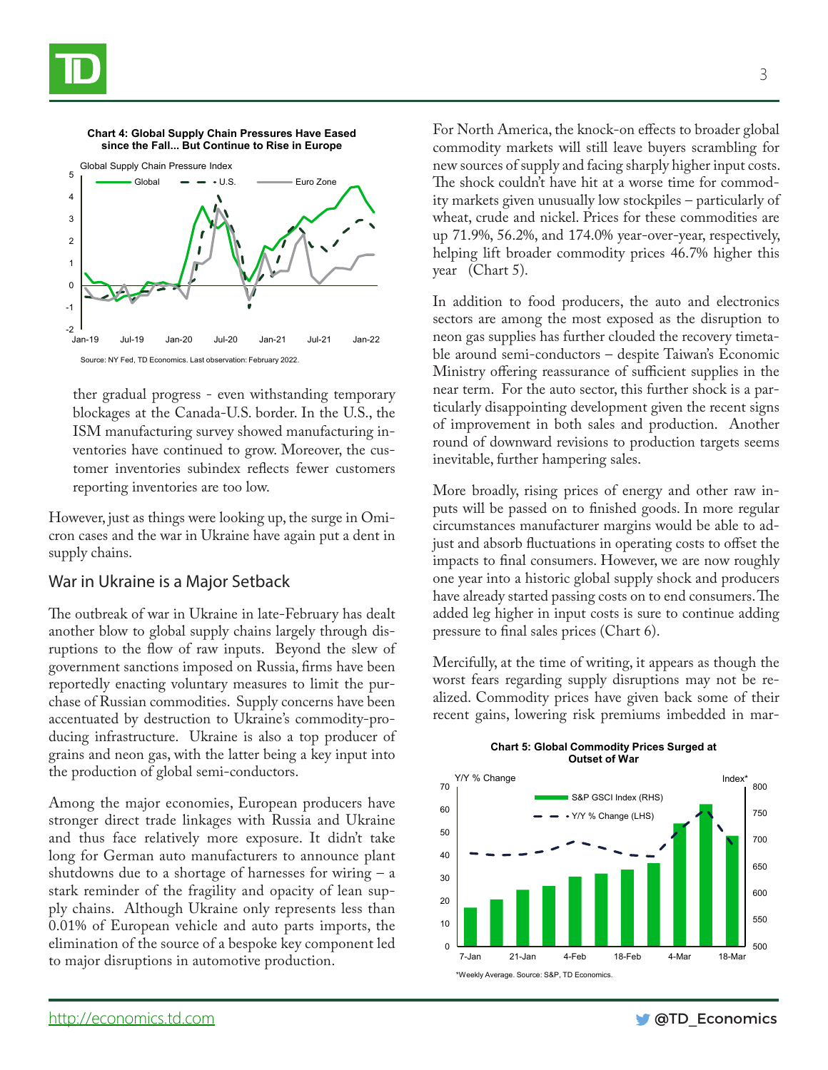**Chart 4: Global Supply Chain Pressures Have Eased since the Fall... But Continue to Rise in Europe**

Source: NY Fed, TD Economics. Last observation: February 2022.

ther gradual progress - even withstanding temporary blockages at the Canada-U.S. border. In the U.S., the ISM manufacturing survey showed manufacturing inventories have continued to grow. Moreover, the customer inventories subindex reflects fewer customers reporting inventories are too low.

However, just as things were looking up, the surge in Omicron cases and the war in Ukraine have again put a dent in supply chains.

## War in Ukraine is a Major Setback

The outbreak of war in Ukraine in late-February has dealt another blow to global supply chains largely through disruptions to the flow of raw inputs. Beyond the slew of government sanctions imposed on Russia, firms have been reportedly enacting voluntary measures to limit the purchase of Russian commodities. Supply concerns have been accentuated by destruction to Ukraine's commodity-producing infrastructure. Ukraine is also a top producer of grains and neon gas, with the latter being a key input into the production of global semi-conductors.

Among the major economies, European producers have stronger direct trade linkages with Russia and Ukraine and thus face relatively more exposure. It didn't take long for German auto manufacturers to announce plant shutdowns due to a shortage of harnesses for wiring – a stark reminder of the fragility and opacity of lean supply chains. Although Ukraine only represents less than 0.01% of European vehicle and auto parts imports, the elimination of the source of a bespoke key component led to major disruptions in automotive production.

For North America, the knock-on effects to broader global commodity markets will still leave buyers scrambling for new sources of supply and facing sharply higher input costs. The shock couldn't have hit at a worse time for commodity markets given unusually low stockpiles – particularly of wheat, crude and nickel. Prices for these commodities are up 71.9%, 56.2%, and 174.0% year-over-year, respectively, helping lift broader commodity prices 46.7% higher this year (Chart 5).

In addition to food producers, the auto and electronics sectors are among the most exposed as the disruption to neon gas supplies has further clouded the recovery timetable around semi-conductors – despite Taiwan's Economic Ministry offering reassurance of sufficient supplies in the near term. For the auto sector, this further shock is a particularly disappointing development given the recent signs of improvement in both sales and production. Another round of downward revisions to production targets seems inevitable, further hampering sales.

More broadly, rising prices of energy and other raw inputs will be passed on to finished goods. In more regular circumstances manufacturer margins would be able to adjust and absorb fluctuations in operating costs to offset the impacts to final consumers. However, we are now roughly one year into a historic global supply shock and producers have already started passing costs on to end consumers. The added leg higher in input costs is sure to continue adding pressure to final sales prices (Chart 6).

Mercifully, at the time of writing, it appears as though the worst fears regarding supply disruptions may not be realized. Commodity prices have given back some of their recent gains, lowering risk premiums imbedded in mar-

**Chart 5: Global Commodity Prices Surged at Outset of War**

*Weekly Average. Source: S&P, TD Economics.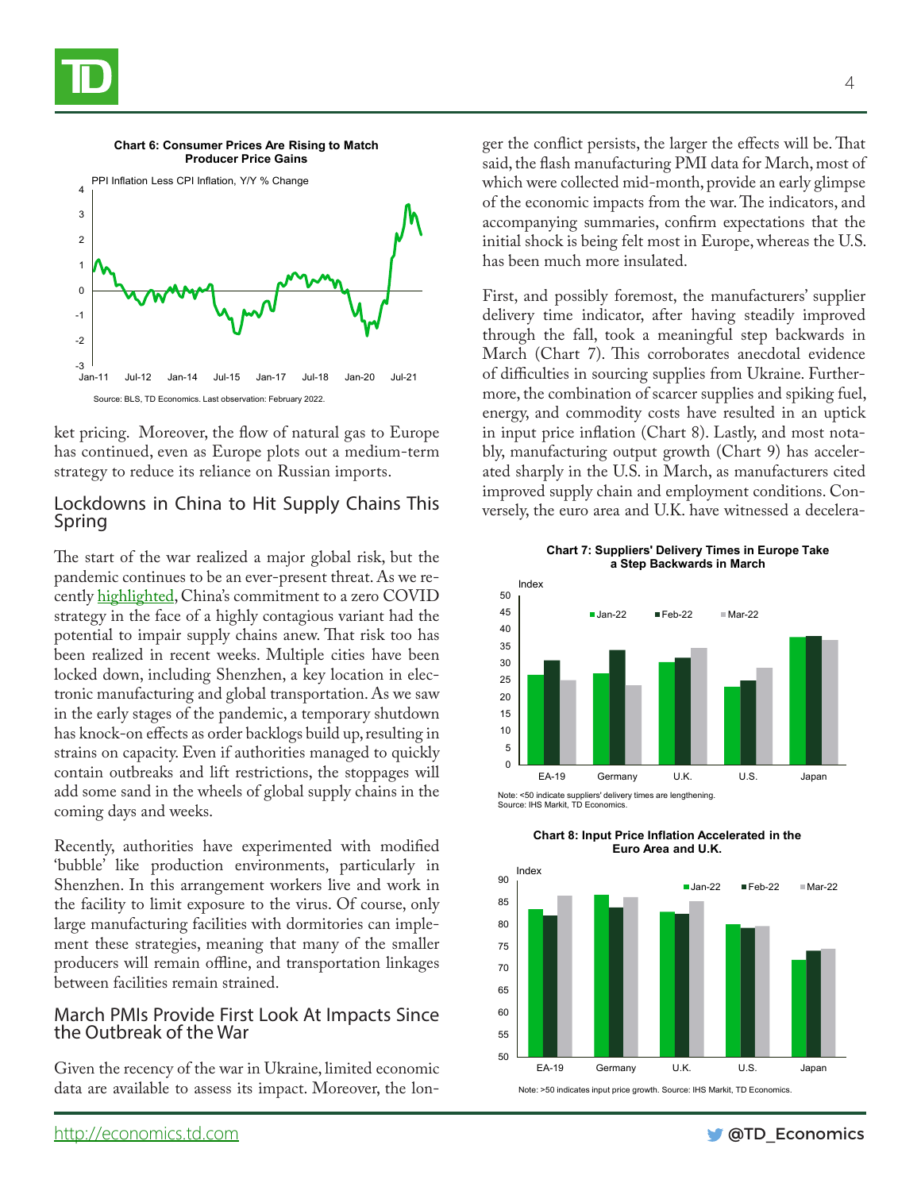**Chart 6: Consumer Prices Are Rising to Match Producer Price Gains**

PPI Inflation Less CPI Inflation, Y/Y % Change

Source: BLS, TD Economics. Last observation: February 2022.

ket pricing. Moreover, the flow of natural gas to Europe has continued, even as Europe plots out a medium-term strategy to reduce its reliance on Russian imports.

## Lockdowns in China to Hit Supply Chains This Spring

The start of the war realized a major global risk, but the pandemic continues to be an ever-present threat. As we recently highlighted, China's commitment to a zero COVID strategy in the face of a highly contagious variant had the potential to impair supply chains anew. That risk too has been realized in recent weeks. Multiple cities have been locked down, including Shenzhen, a key location in electronic manufacturing and global transportation. As we saw in the early stages of the pandemic, a temporary shutdown has knock-on effects as order backlogs build up, resulting in strains on capacity. Even if authorities managed to quickly contain outbreaks and lift restrictions, the stoppages will add some sand in the wheels of global supply chains in the coming days and weeks.

Recently, authorities have experimented with modified 'bubble' like production environments, particularly in Shenzhen. In this arrangement workers live and work in the facility to limit exposure to the virus. Of course, only large manufacturing facilities with dormitories can implement these strategies, meaning that many of the smaller producers will remain offline, and transportation linkages between facilities remain strained.

## March PMIs Provide First Look At Impacts Since the Outbreak of the War

Given the recency of the war in Ukraine, limited economic data are available to assess its impact. Moreover, the longer the conflict persists, the larger the effects will be. That said, the flash manufacturing PMI data for March, most of which were collected mid-month, provide an early glimpse of the economic impacts from the war. The indicators, and accompanying summaries, confirm expectations that the initial shock is being felt most in Europe, whereas the U.S. has been much more insulated.

First, and possibly foremost, the manufacturers' supplier delivery time indicator, after having steadily improved through the fall, took a meaningful step backwards in March (Chart 7). This corroborates anecdotal evidence of difficulties in sourcing supplies from Ukraine. Furthermore, the combination of scarcer supplies and spiking fuel, energy, and commodity costs have resulted in an uptick in input price inflation (Chart 8). Lastly, and most notably, manufacturing output growth (Chart 9) has accelerated sharply in the U.S. in March, as manufacturers cited improved supply chain and employment conditions. Conversely, the euro area and U.K. have witnessed a decelera-

**Chart 7: Suppliers' Delivery Times in Europe Take a Step Backwards in March**

Index

Note: <50 indicate suppliers' delivery times are lengthening.
Source: IHS Markit, TD Economics.

**Chart 8: Input Price Inflation Accelerated in the Euro Area and U.K.**

Index

Note: >50 indicates input price growth. Source: IHS Markit, TD Economics.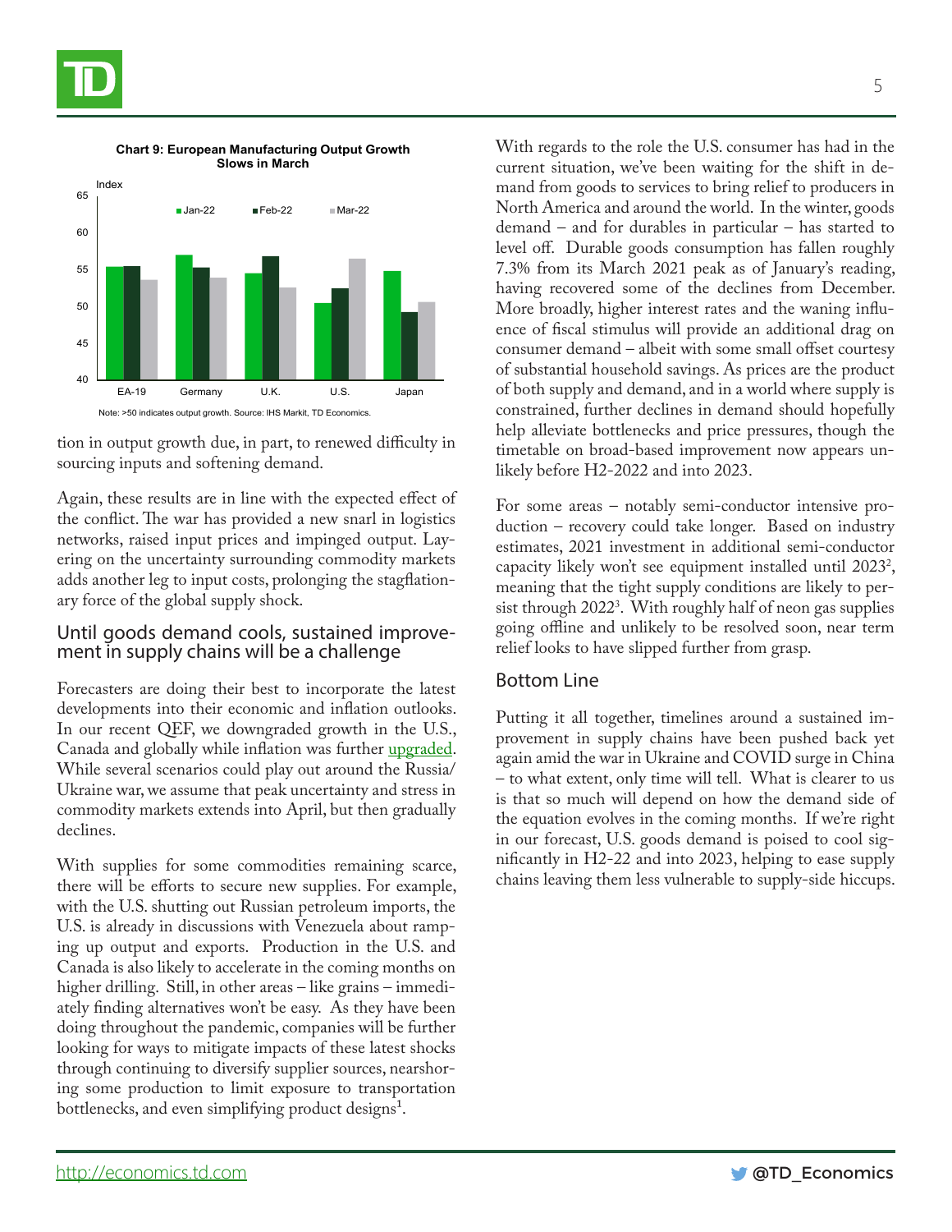**Chart 9: European Manufacturing Output Growth Slows in March**

Note: >50 indicates output growth. Source: IHS Markit, TD Economics.

tion in output growth due, in part, to renewed difficulty in sourcing inputs and softening demand.

Again, these results are in line with the expected effect of the conflict. The war has provided a new snarl in logistics networks, raised input prices and impinged output. Layering on the uncertainty surrounding commodity markets adds another leg to input costs, prolonging the stagflationary force of the global supply shock.

## Until goods demand cools, sustained improvement in supply chains will be a challenge

Forecasters are doing their best to incorporate the latest developments into their economic and inflation outlooks. In our recent QEF, we downgraded growth in the U.S., Canada and globally while inflation was further upgraded. While several scenarios could play out around the Russia/Ukraine war, we assume that peak uncertainty and stress in commodity markets extends into April, but then gradually declines.

With supplies for some commodities remaining scarce, there will be efforts to secure new supplies. For example, with the U.S. shutting out Russian petroleum imports, the U.S. is already in discussions with Venezuela about ramping up output and exports. Production in the U.S. and Canada is also likely to accelerate in the coming months on higher drilling. Still, in other areas – like grains – immediately finding alternatives won't be easy. As they have been doing throughout the pandemic, companies will be further looking for ways to mitigate impacts of these latest shocks through continuing to diversify supplier sources, nearshoring some production to limit exposure to transportation bottlenecks, and even simplifying product designs[1].

With regards to the role the U.S. consumer has had in the current situation, we've been waiting for the shift in demand from goods to services to bring relief to producers in North America and around the world. In the winter, goods demand – and for durables in particular – has started to level off. Durable goods consumption has fallen roughly 7.3% from its March 2021 peak as of January's reading, having recovered some of the declines from December. More broadly, higher interest rates and the waning influence of fiscal stimulus will provide an additional drag on consumer demand – albeit with some small offset courtesy of substantial household savings. As prices are the product of both supply and demand, and in a world where supply is constrained, further declines in demand should hopefully help alleviate bottlenecks and price pressures, though the timetable on broad-based improvement now appears unlikely before H2-2022 and into 2023.

For some areas – notably semi-conductor intensive production – recovery could take longer. Based on industry estimates, 2021 investment in additional semi-conductor capacity likely won't see equipment installed until 2023[2], meaning that the tight supply conditions are likely to persist through 2022[3]. With roughly half of neon gas supplies going offline and unlikely to be resolved soon, near term relief looks to have slipped further from grasp.

## Bottom Line

Putting it all together, timelines around a sustained improvement in supply chains have been pushed back yet again amid the war in Ukraine and COVID surge in China – to what extent, only time will tell. What is clearer to us is that so much will depend on how the demand side of the equation evolves in the coming months. If we're right in our forecast, U.S. goods demand is poised to cool significantly in H2-22 and into 2023, helping to ease supply chains leaving them less vulnerable to supply-side hiccups.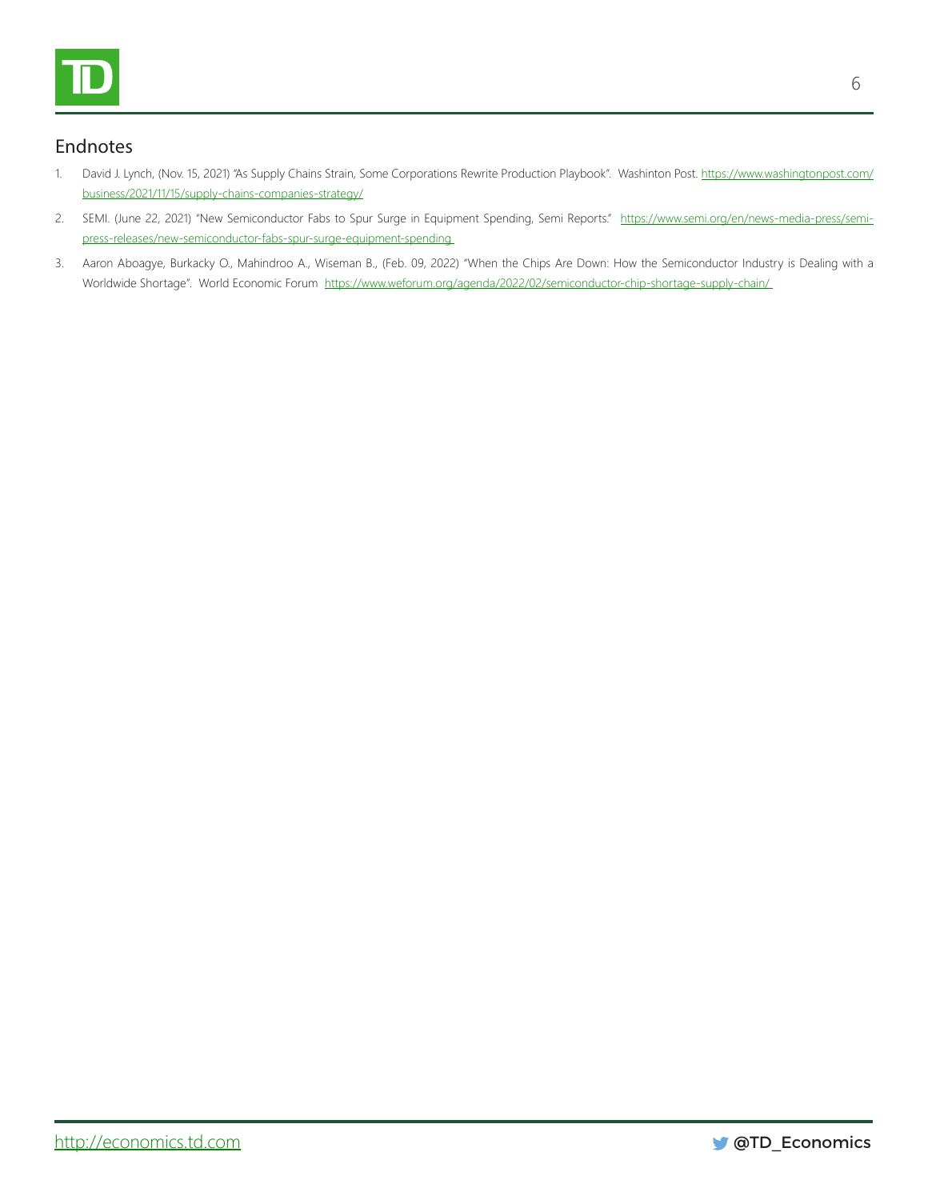## Endnotes

1. David J. Lynch, (Nov. 15, 2021) "As Supply Chains Strain, Some Corporations Rewrite Production Playbook". Washinton Post. https://www.washingtonpost.com/business/2021/11/15/supply-chains-companies-strategy/

2. SEMI. (June 22, 2021) "New Semiconductor Fabs to Spur Surge in Equipment Spending, Semi Reports." https://www.semi.org/en/news-media-press/semi-press-releases/new-semiconductor-fabs-spur-surge-equipment-spending

3. Aaron Aboagye, Burkacky O., Mahindroo A., Wiseman B., (Feb. 09, 2022) "When the Chips Are Down: How the Semiconductor Industry is Dealing with a Worldwide Shortage". World Economic Forum https://www.weforum.org/agenda/2022/02/semiconductor-chip-shortage-supply-chain/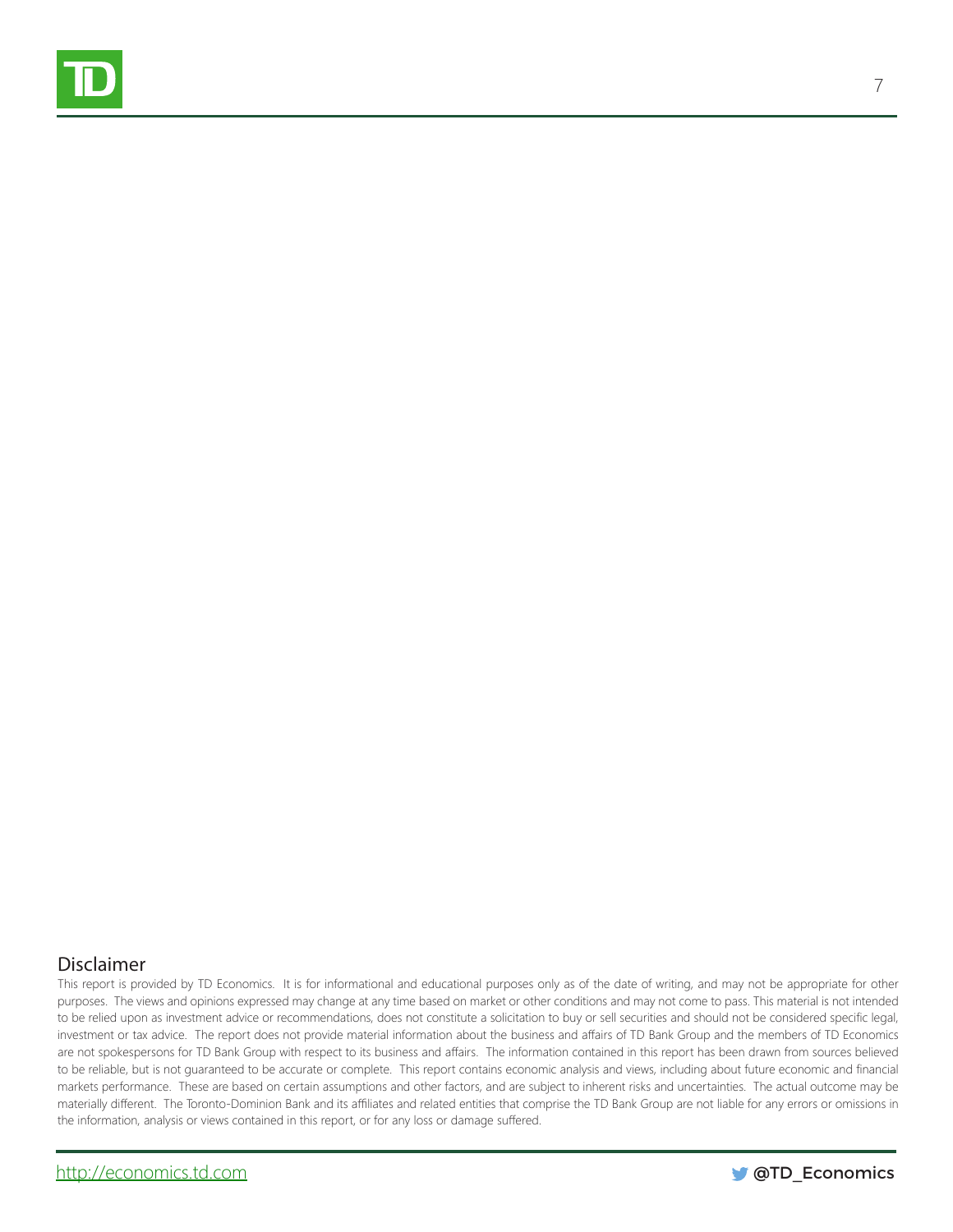## Disclaimer

This report is provided by TD Economics. It is for informational and educational purposes only as of the date of writing, and may not be appropriate for other purposes. The views and opinions expressed may change at any time based on market or other conditions and may not come to pass. This material is not intended to be relied upon as investment advice or recommendations, does not constitute a solicitation to buy or sell securities and should not be considered specific legal, investment or tax advice. The report does not provide material information about the business and affairs of TD Bank Group and the members of TD Economics are not spokespersons for TD Bank Group with respect to its business and affairs. The information contained in this report has been drawn from sources believed to be reliable, but is not guaranteed to be accurate or complete. This report contains economic analysis and views, including about future economic and financial markets performance. These are based on certain assumptions and other factors, and are subject to inherent risks and uncertainties. The actual outcome may be materially different. The Toronto-Dominion Bank and its affiliates and related entities that comprise the TD Bank Group are not liable for any errors or omissions in the information, analysis or views contained in this report, or for any loss or damage suffered.